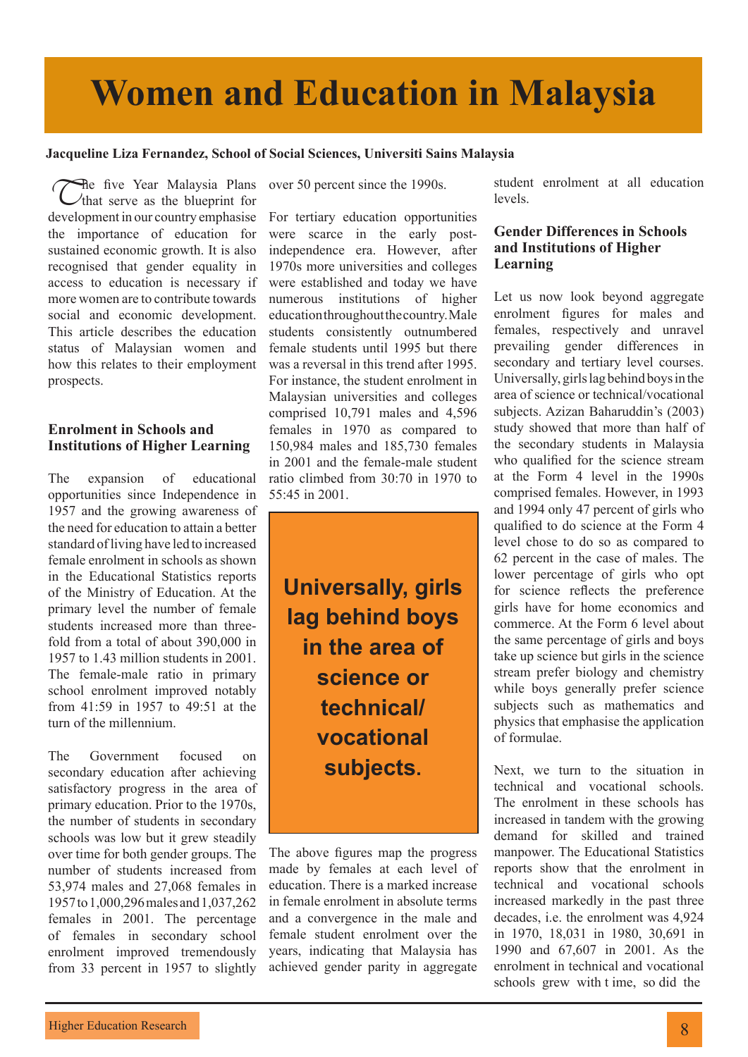# Women and Education in Malaysia

**Jacqueline Liza Fernandez, School of Social Sciences, Universiti Sains Malaysia**

The five Year Malaysia Plans that serve as the blueprint for development in our country emphasise the importance of education for sustained economic growth. It is also recognised that gender equality in access to education is necessary if more women are to contribute towards social and economic development. This article describes the education status of Malaysian women and how this relates to their employment prospects.

### Enrolment in Schools and Institutions of Higher Learning

The expansion of educational opportunities since Independence in 1957 and the growing awareness of the need for education to attain a better standard of living have led to increased female enrolment in schools as shown in the Educational Statistics reports of the Ministry of Education. At the primary level the number of female students increased more than three-fold from a total of about 390,000 in 1957 to 1.43 million students in 2001. The female-male ratio in primary school enrolment improved notably from 41:59 in 1957 to 49:51 at the turn of the millennium.

The Government focused on secondary education after achieving satisfactory progress in the area of primary education. Prior to the 1970s, the number of students in secondary schools was low but it grew steadily over time for both gender groups. The number of students increased from 53,974 males and 27,068 females in 1957 to 1,000,296 males and 1,037,262 females in 2001. The percentage of females in secondary school enrolment improved tremendously from 33 percent in 1957 to slightly over 50 percent since the 1990s.

For tertiary education opportunities were scarce in the early post-independence era. However, after 1970s more universities and colleges were established and today we have numerous institutions of higher education throughout the country. Male students consistently outnumbered female students until 1995 but there was a reversal in this trend after 1995. For instance, the student enrolment in Malaysian universities and colleges comprised 10,791 males and 4,596 females in 1970 as compared to 150,984 males and 185,730 females in 2001 and the female-male student ratio climbed from 30:70 in 1970 to 55:45 in 2001.

> **Universally, girls lag behind boys in the area of science or technical/ vocational subjects.**

The above figures map the progress made by females at each level of education. There is a marked increase in female enrolment in absolute terms and a convergence in the male and female student enrolment over the years, indicating that Malaysia has achieved gender parity in aggregate student enrolment at all education levels.

### Gender Differences in Schools and Institutions of Higher Learning

Let us now look beyond aggregate enrolment figures for males and females, respectively and unravel prevailing gender differences in secondary and tertiary level courses. Universally, girls lag behind boys in the area of science or technical/vocational subjects. Azizan Baharuddin's (2003) study showed that more than half of the secondary students in Malaysia who qualified for the science stream at the Form 4 level in the 1990s comprised females. However, in 1993 and 1994 only 47 percent of girls who qualified to do science at the Form 4 level chose to do so as compared to 62 percent in the case of males. The lower percentage of girls who opt for science reflects the preference girls have for home economics and commerce. At the Form 6 level about the same percentage of girls and boys take up science but girls in the science stream prefer biology and chemistry while boys generally prefer science subjects such as mathematics and physics that emphasise the application of formulae.

Next, we turn to the situation in technical and vocational schools. The enrolment in these schools has increased in tandem with the growing demand for skilled and trained manpower. The Educational Statistics reports show that the enrolment in technical and vocational schools increased markedly in the past three decades, i.e. the enrolment was 4,924 in 1970, 18,031 in 1980, 30,691 in 1990 and 67,607 in 2001. As the enrolment in technical and vocational schools grew with t ime, so did the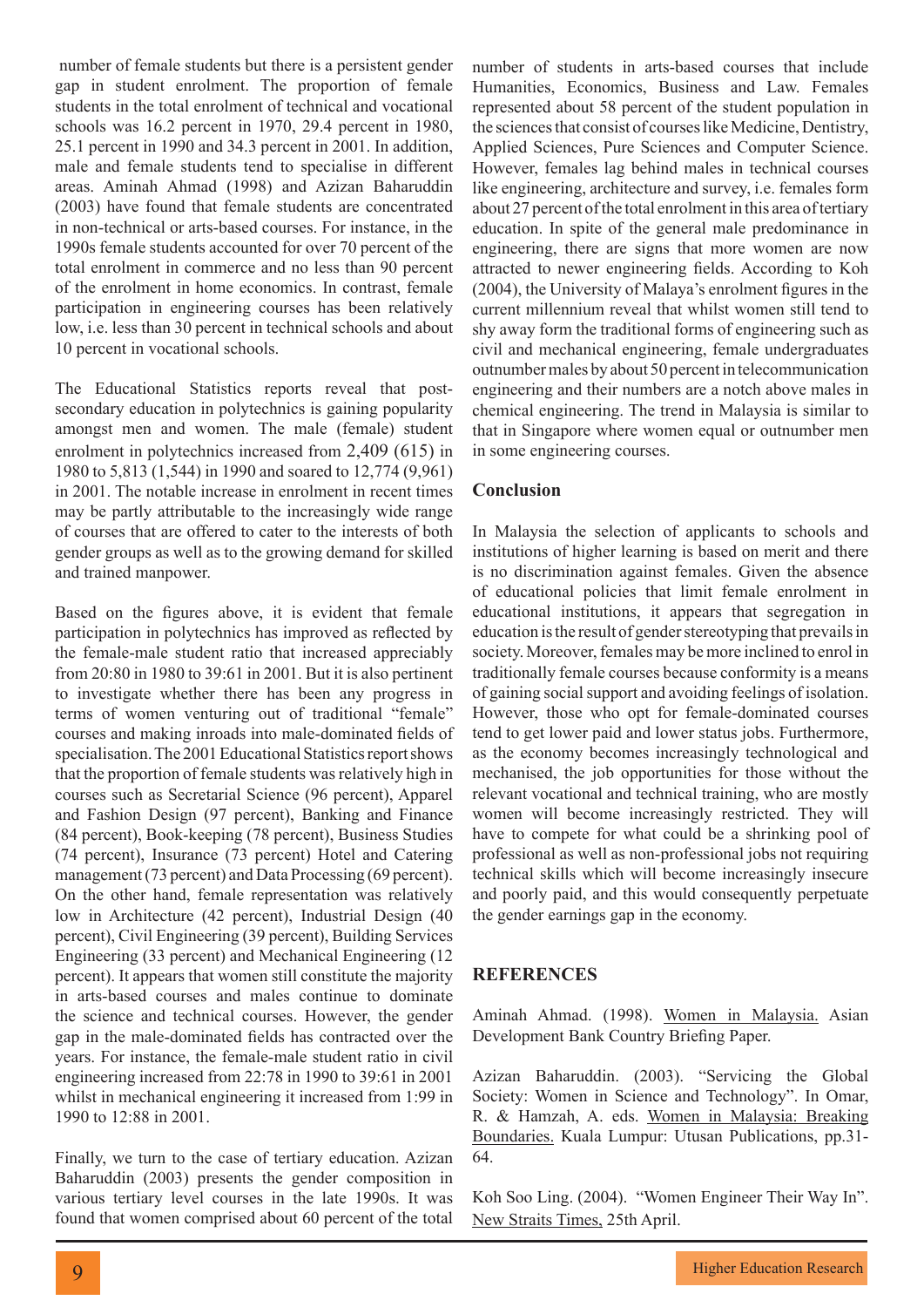number of female students but there is a persistent gender gap in student enrolment. The proportion of female students in the total enrolment of technical and vocational schools was 16.2 percent in 1970, 29.4 percent in 1980, 25.1 percent in 1990 and 34.3 percent in 2001. In addition, male and female students tend to specialise in different areas. Aminah Ahmad (1998) and Azizan Baharuddin (2003) have found that female students are concentrated in non-technical or arts-based courses. For instance, in the 1990s female students accounted for over 70 percent of the total enrolment in commerce and no less than 90 percent of the enrolment in home economics. In contrast, female participation in engineering courses has been relatively low, i.e. less than 30 percent in technical schools and about 10 percent in vocational schools.

The Educational Statistics reports reveal that post-secondary education in polytechnics is gaining popularity amongst men and women. The male (female) student enrolment in polytechnics increased from 2,409 (615) in 1980 to 5,813 (1,544) in 1990 and soared to 12,774 (9,961) in 2001. The notable increase in enrolment in recent times may be partly attributable to the increasingly wide range of courses that are offered to cater to the interests of both gender groups as well as to the growing demand for skilled and trained manpower.

Based on the figures above, it is evident that female participation in polytechnics has improved as reflected by the female-male student ratio that increased appreciably from 20:80 in 1980 to 39:61 in 2001. But it is also pertinent to investigate whether there has been any progress in terms of women venturing out of traditional "female" courses and making inroads into male-dominated fields of specialisation. The 2001 Educational Statistics report shows that the proportion of female students was relatively high in courses such as Secretarial Science (96 percent), Apparel and Fashion Design (97 percent), Banking and Finance (84 percent), Book-keeping (78 percent), Business Studies (74 percent), Insurance (73 percent) Hotel and Catering management (73 percent) and Data Processing (69 percent). On the other hand, female representation was relatively low in Architecture (42 percent), Industrial Design (40 percent), Civil Engineering (39 percent), Building Services Engineering (33 percent) and Mechanical Engineering (12 percent). It appears that women still constitute the majority in arts-based courses and males continue to dominate the science and technical courses. However, the gender gap in the male-dominated fields has contracted over the years. For instance, the female-male student ratio in civil engineering increased from 22:78 in 1990 to 39:61 in 2001 whilst in mechanical engineering it increased from 1:99 in 1990 to 12:88 in 2001.

Finally, we turn to the case of tertiary education. Azizan Baharuddin (2003) presents the gender composition in various tertiary level courses in the late 1990s. It was found that women comprised about 60 percent of the total number of students in arts-based courses that include Humanities, Economics, Business and Law. Females represented about 58 percent of the student population in the sciences that consist of courses like Medicine, Dentistry, Applied Sciences, Pure Sciences and Computer Science. However, females lag behind males in technical courses like engineering, architecture and survey, i.e. females form about 27 percent of the total enrolment in this area of tertiary education. In spite of the general male predominance in engineering, there are signs that more women are now attracted to newer engineering fields. According to Koh (2004), the University of Malaya's enrolment figures in the current millennium reveal that whilst women still tend to shy away form the traditional forms of engineering such as civil and mechanical engineering, female undergraduates outnumber males by about 50 percent in telecommunication engineering and their numbers are a notch above males in chemical engineering. The trend in Malaysia is similar to that in Singapore where women equal or outnumber men in some engineering courses.

## Conclusion

In Malaysia the selection of applicants to schools and institutions of higher learning is based on merit and there is no discrimination against females. Given the absence of educational policies that limit female enrolment in educational institutions, it appears that segregation in education is the result of gender stereotyping that prevails in society. Moreover, females may be more inclined to enrol in traditionally female courses because conformity is a means of gaining social support and avoiding feelings of isolation. However, those who opt for female-dominated courses tend to get lower paid and lower status jobs. Furthermore, as the economy becomes increasingly technological and mechanised, the job opportunities for those without the relevant vocational and technical training, who are mostly women will become increasingly restricted. They will have to compete for what could be a shrinking pool of professional as well as non-professional jobs not requiring technical skills which will become increasingly insecure and poorly paid, and this would consequently perpetuate the gender earnings gap in the economy.

## REFERENCES

Aminah Ahmad. (1998). Women in Malaysia. Asian Development Bank Country Briefing Paper.

Azizan Baharuddin. (2003). "Servicing the Global Society: Women in Science and Technology". In Omar, R. & Hamzah, A. eds. Women in Malaysia: Breaking Boundaries. Kuala Lumpur: Utusan Publications, pp.31-64.

Koh Soo Ling. (2004). "Women Engineer Their Way In". New Straits Times, 25th April.